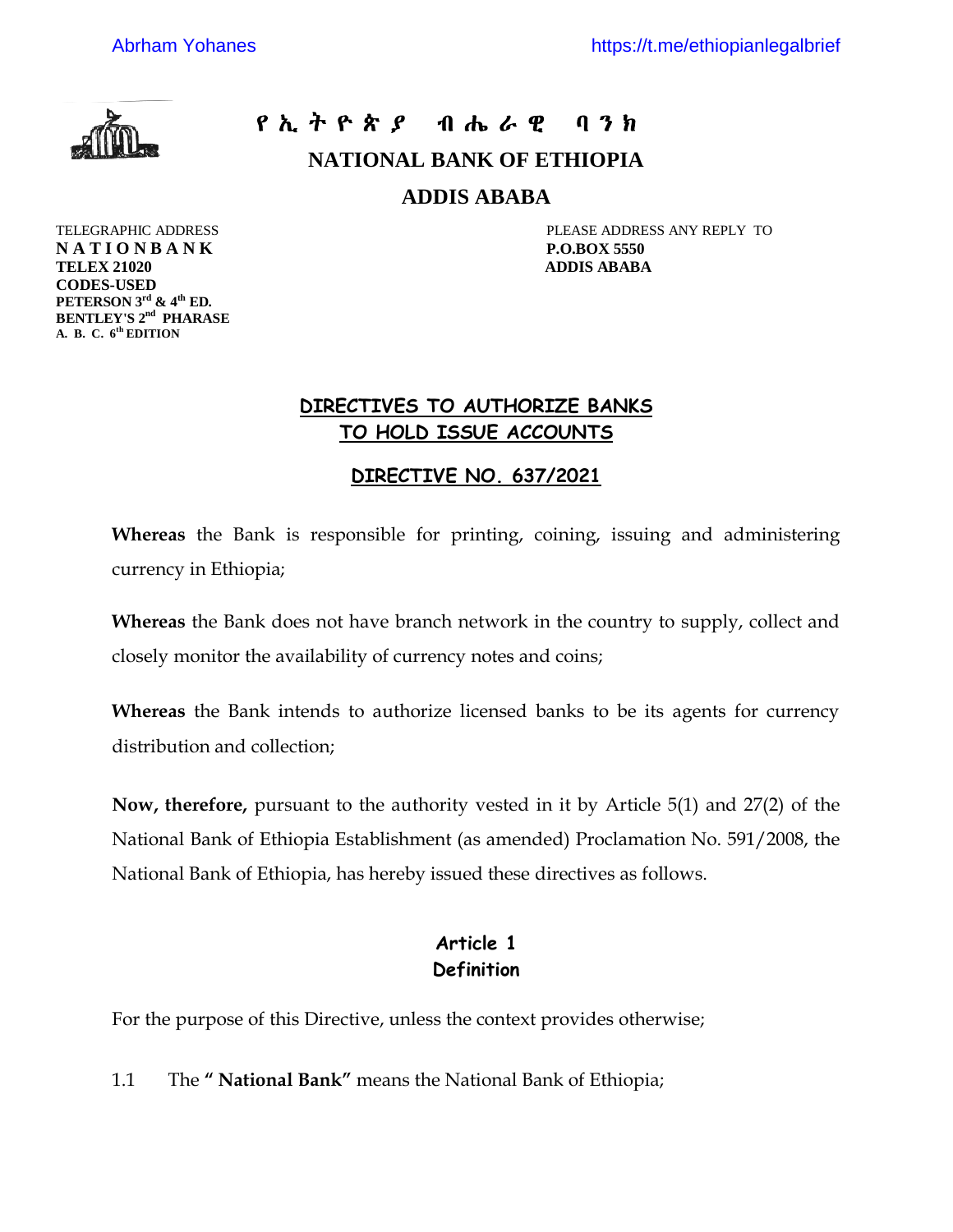የ ኢ ት ዮ ጵ ያ ብ ሔ ራ ዊ ባ ን ክ

**NATIONAL BANK OF ETHIOPIA**

**ADDIS ABABA**

TELEGRAPHIC ADDRESS
**N A T I O N B A N K**
**TELEX 21020**
**CODES-USED**
**PETERSON 3rd & 4th ED.**
**BENTLEY'S 2nd PHARASE**
**A. B. C. 6th EDITION**

PLEASE ADDRESS ANY REPLY TO
**P.O.BOX 5550**
**ADDIS ABABA**

## DIRECTIVES TO AUTHORIZE BANKS TO HOLD ISSUE ACCOUNTS

## DIRECTIVE NO. 637/2021

**Whereas** the Bank is responsible for printing, coining, issuing and administering currency in Ethiopia;

**Whereas** the Bank does not have branch network in the country to supply, collect and closely monitor the availability of currency notes and coins;

**Whereas** the Bank intends to authorize licensed banks to be its agents for currency distribution and collection;

**Now, therefore,** pursuant to the authority vested in it by Article 5(1) and 27(2) of the National Bank of Ethiopia Establishment (as amended) Proclamation No. 591/2008, the National Bank of Ethiopia, has hereby issued these directives as follows.

### Article 1
### Definition

For the purpose of this Directive, unless the context provides otherwise;

1.1 The **" National Bank"** means the National Bank of Ethiopia;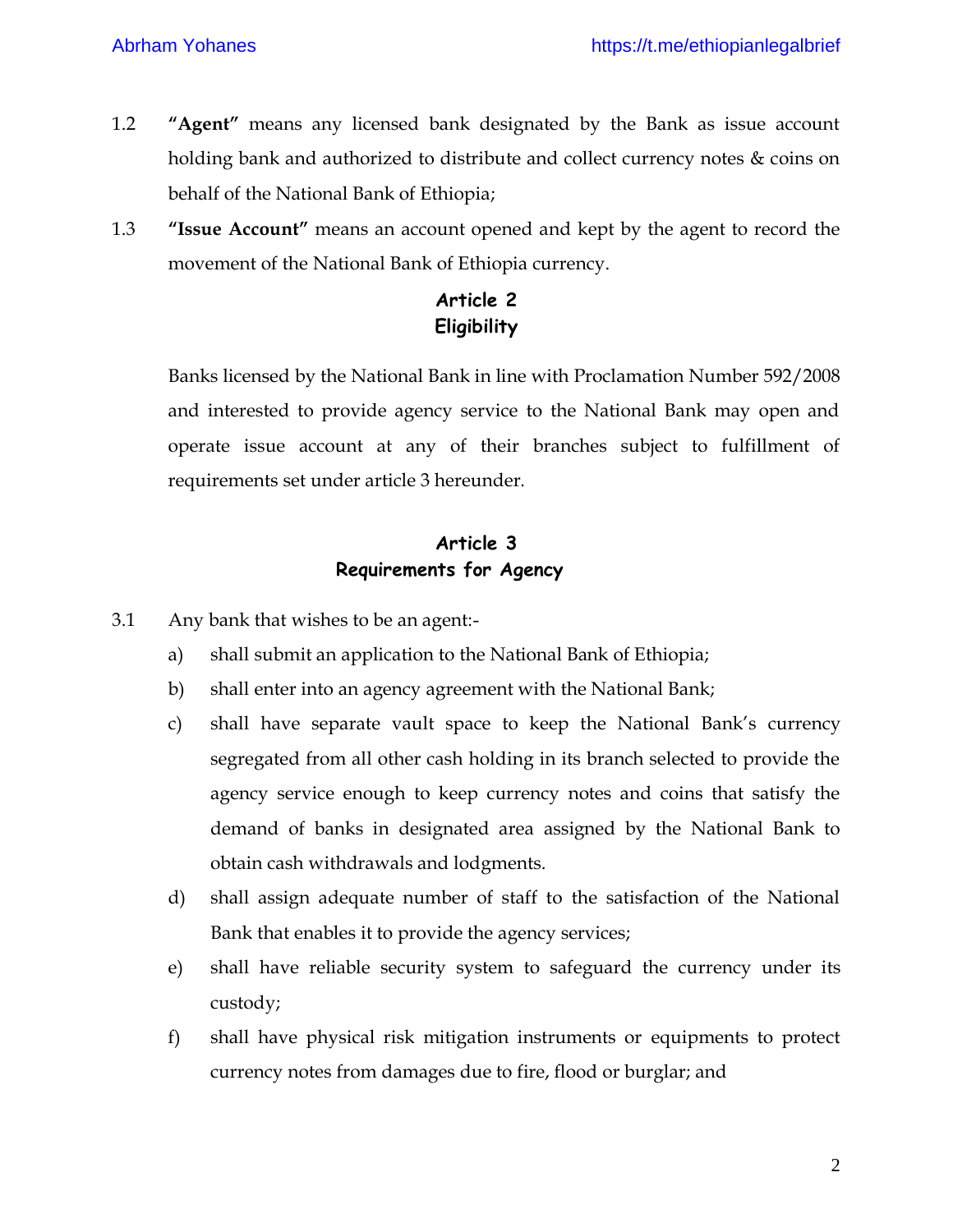1.2 **"Agent"** means any licensed bank designated by the Bank as issue account holding bank and authorized to distribute and collect currency notes & coins on behalf of the National Bank of Ethiopia;

1.3 **"Issue Account"** means an account opened and kept by the agent to record the movement of the National Bank of Ethiopia currency.

## Article 2
## Eligibility

Banks licensed by the National Bank in line with Proclamation Number 592/2008 and interested to provide agency service to the National Bank may open and operate issue account at any of their branches subject to fulfillment of requirements set under article 3 hereunder.

## Article 3
## Requirements for Agency

3.1 Any bank that wishes to be an agent:-

a) shall submit an application to the National Bank of Ethiopia;

b) shall enter into an agency agreement with the National Bank;

c) shall have separate vault space to keep the National Bank's currency segregated from all other cash holding in its branch selected to provide the agency service enough to keep currency notes and coins that satisfy the demand of banks in designated area assigned by the National Bank to obtain cash withdrawals and lodgments.

d) shall assign adequate number of staff to the satisfaction of the National Bank that enables it to provide the agency services;

e) shall have reliable security system to safeguard the currency under its custody;

f) shall have physical risk mitigation instruments or equipments to protect currency notes from damages due to fire, flood or burglar; and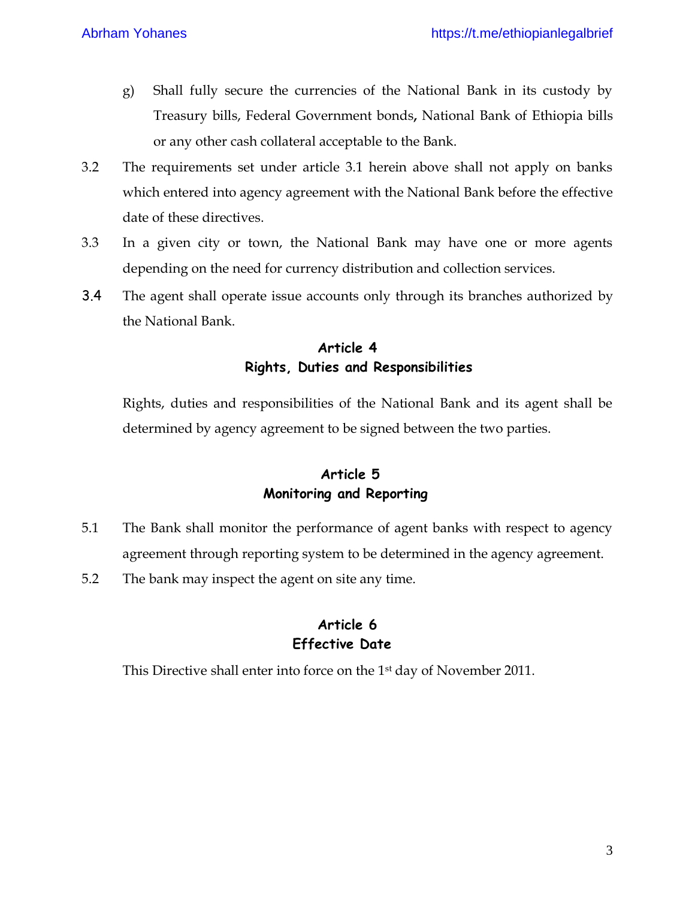g) Shall fully secure the currencies of the National Bank in its custody by Treasury bills, Federal Government bonds, National Bank of Ethiopia bills or any other cash collateral acceptable to the Bank.

3.2 The requirements set under article 3.1 herein above shall not apply on banks which entered into agency agreement with the National Bank before the effective date of these directives.

3.3 In a given city or town, the National Bank may have one or more agents depending on the need for currency distribution and collection services.

3.4 The agent shall operate issue accounts only through its branches authorized by the National Bank.

## Article 4
## Rights, Duties and Responsibilities

Rights, duties and responsibilities of the National Bank and its agent shall be determined by agency agreement to be signed between the two parties.

## Article 5
## Monitoring and Reporting

5.1 The Bank shall monitor the performance of agent banks with respect to agency agreement through reporting system to be determined in the agency agreement.

5.2 The bank may inspect the agent on site any time.

## Article 6
## Effective Date

This Directive shall enter into force on the 1st day of November 2011.